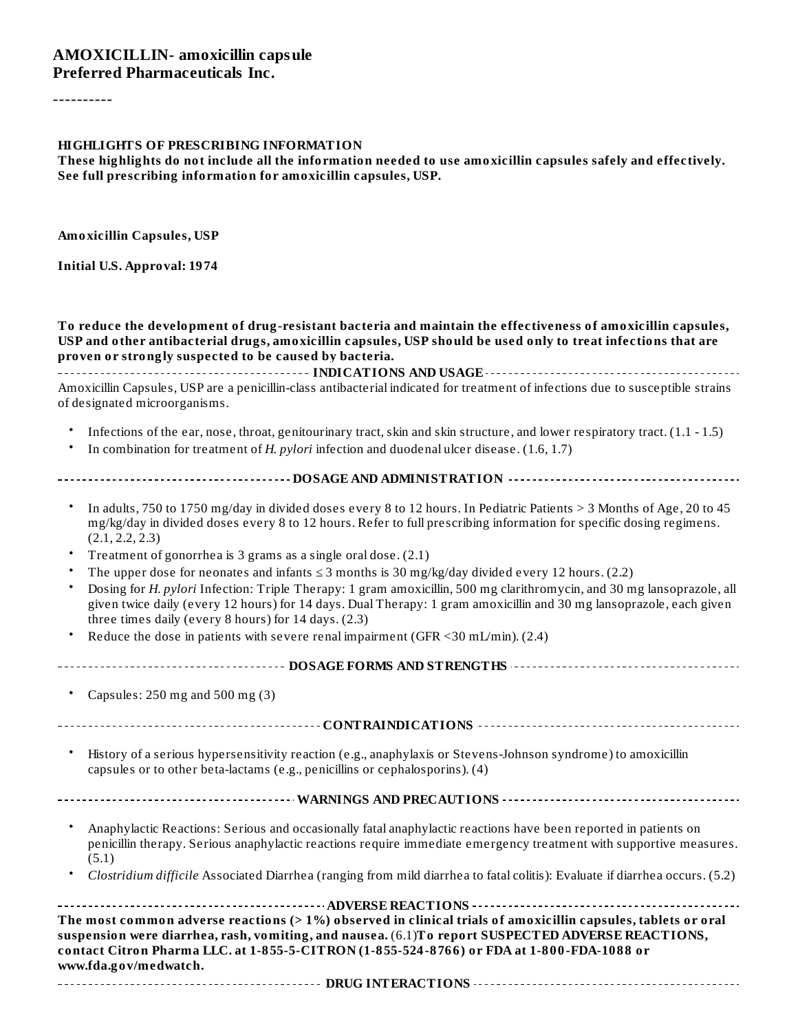**AMOXICILLIN- amoxicillin capsule**
**Preferred Pharmaceuticals Inc.**

----------

**HIGHLIGHTS OF PRESCRIBING INFORMATION**
**These highlights do not include all the information needed to use amoxicillin capsules safely and effectively. See full prescribing information for amoxicillin capsules, USP.**

**Amoxicillin Capsules, USP**

**Initial U.S. Approval: 1974**

**To reduce the development of drug-resistant bacteria and maintain the effectiveness of amoxicillin capsules, USP and other antibacterial drugs, amoxicillin capsules, USP should be used only to treat infections that are proven or strongly suspected to be caused by bacteria.**

## INDICATIONS AND USAGE

Amoxicillin Capsules, USP are a penicillin-class antibacterial indicated for treatment of infections due to susceptible strains of designated microorganisms.

- Infections of the ear, nose, throat, genitourinary tract, skin and skin structure, and lower respiratory tract. (1.1 - 1.5)
- In combination for treatment of *H. pylori* infection and duodenal ulcer disease. (1.6, 1.7)

## DOSAGE AND ADMINISTRATION

- In adults, 750 to 1750 mg/day in divided doses every 8 to 12 hours. In Pediatric Patients > 3 Months of Age, 20 to 45 mg/kg/day in divided doses every 8 to 12 hours. Refer to full prescribing information for specific dosing regimens. (2.1, 2.2, 2.3)
- Treatment of gonorrhea is 3 grams as a single oral dose. (2.1)
- The upper dose for neonates and infants ≤ 3 months is 30 mg/kg/day divided every 12 hours. (2.2)
- Dosing for *H. pylori* Infection: Triple Therapy: 1 gram amoxicillin, 500 mg clarithromycin, and 30 mg lansoprazole, all given twice daily (every 12 hours) for 14 days. Dual Therapy: 1 gram amoxicillin and 30 mg lansoprazole, each given three times daily (every 8 hours) for 14 days. (2.3)
- Reduce the dose in patients with severe renal impairment (GFR <30 mL/min). (2.4)

## DOSAGE FORMS AND STRENGTHS

- Capsules: 250 mg and 500 mg (3)

## CONTRAINDICATIONS

- History of a serious hypersensitivity reaction (e.g., anaphylaxis or Stevens-Johnson syndrome) to amoxicillin capsules or to other beta-lactams (e.g., penicillins or cephalosporins). (4)

## WARNINGS AND PRECAUTIONS

- Anaphylactic Reactions: Serious and occasionally fatal anaphylactic reactions have been reported in patients on penicillin therapy. Serious anaphylactic reactions require immediate emergency treatment with supportive measures. (5.1)
- *Clostridium difficile* Associated Diarrhea (ranging from mild diarrhea to fatal colitis): Evaluate if diarrhea occurs. (5.2)

## ADVERSE REACTIONS

**The most common adverse reactions (> 1%) observed in clinical trials of amoxicillin capsules, tablets or oral suspension were diarrhea, rash, vomiting, and nausea.** (6.1)**To report SUSPECTED ADVERSE REACTIONS, contact Citron Pharma LLC. at 1-855-5-CITRON (1-855-524-8766) or FDA at 1-800-FDA-1088 or www.fda.gov/medwatch.**

## DRUG INTERACTIONS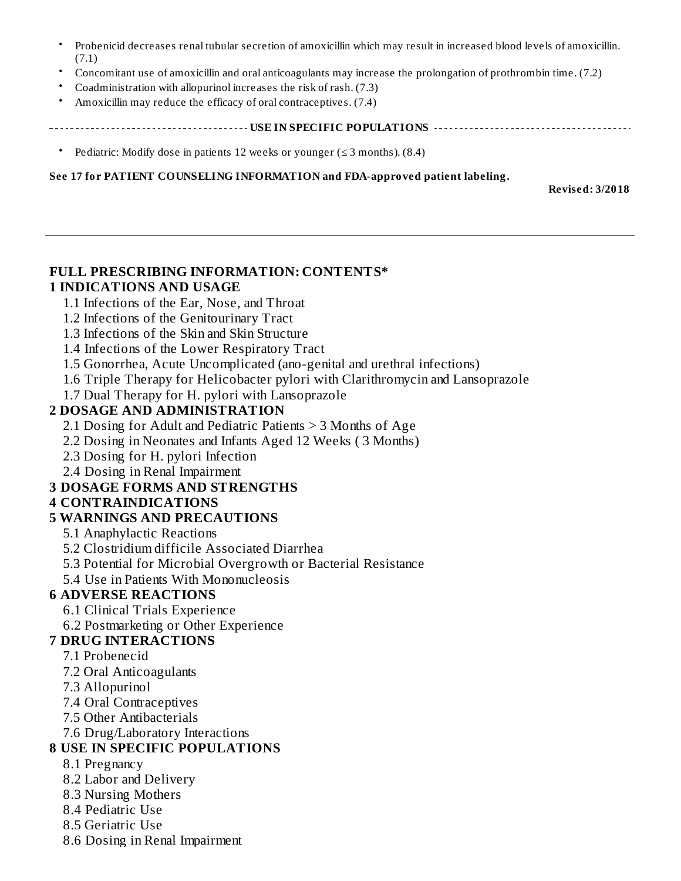- Probenicid decreases renal tubular secretion of amoxicillin which may result in increased blood levels of amoxicillin. (7.1)
- Concomitant use of amoxicillin and oral anticoagulants may increase the prolongation of prothrombin time. (7.2)
- Coadministration with allopurinol increases the risk of rash. (7.3)
- Amoxicillin may reduce the efficacy of oral contraceptives. (7.4)

**USE IN SPECIFIC POPULATIONS**

- Pediatric: Modify dose in patients 12 weeks or younger (≤ 3 months). (8.4)

**See 17 for PATIENT COUNSELING INFORMATION and FDA-approved patient labeling.**

**Revised: 3/2018**

---

## FULL PRESCRIBING INFORMATION: CONTENTS*

**1 INDICATIONS AND USAGE**

- 1.1 Infections of the Ear, Nose, and Throat
- 1.2 Infections of the Genitourinary Tract
- 1.3 Infections of the Skin and Skin Structure
- 1.4 Infections of the Lower Respiratory Tract
- 1.5 Gonorrhea, Acute Uncomplicated (ano-genital and urethral infections)
- 1.6 Triple Therapy for Helicobacter pylori with Clarithromycin and Lansoprazole
- 1.7 Dual Therapy for H. pylori with Lansoprazole

**2 DOSAGE AND ADMINISTRATION**

- 2.1 Dosing for Adult and Pediatric Patients > 3 Months of Age
- 2.2 Dosing in Neonates and Infants Aged 12 Weeks ( 3 Months)
- 2.3 Dosing for H. pylori Infection
- 2.4 Dosing in Renal Impairment

**3 DOSAGE FORMS AND STRENGTHS**

**4 CONTRAINDICATIONS**

**5 WARNINGS AND PRECAUTIONS**

- 5.1 Anaphylactic Reactions
- 5.2 Clostridium difficile Associated Diarrhea
- 5.3 Potential for Microbial Overgrowth or Bacterial Resistance
- 5.4 Use in Patients With Mononucleosis

**6 ADVERSE REACTIONS**

- 6.1 Clinical Trials Experience
- 6.2 Postmarketing or Other Experience

**7 DRUG INTERACTIONS**

- 7.1 Probenecid
- 7.2 Oral Anticoagulants
- 7.3 Allopurinol
- 7.4 Oral Contraceptives
- 7.5 Other Antibacterials
- 7.6 Drug/Laboratory Interactions

**8 USE IN SPECIFIC POPULATIONS**

- 8.1 Pregnancy
- 8.2 Labor and Delivery
- 8.3 Nursing Mothers
- 8.4 Pediatric Use
- 8.5 Geriatric Use
- 8.6 Dosing in Renal Impairment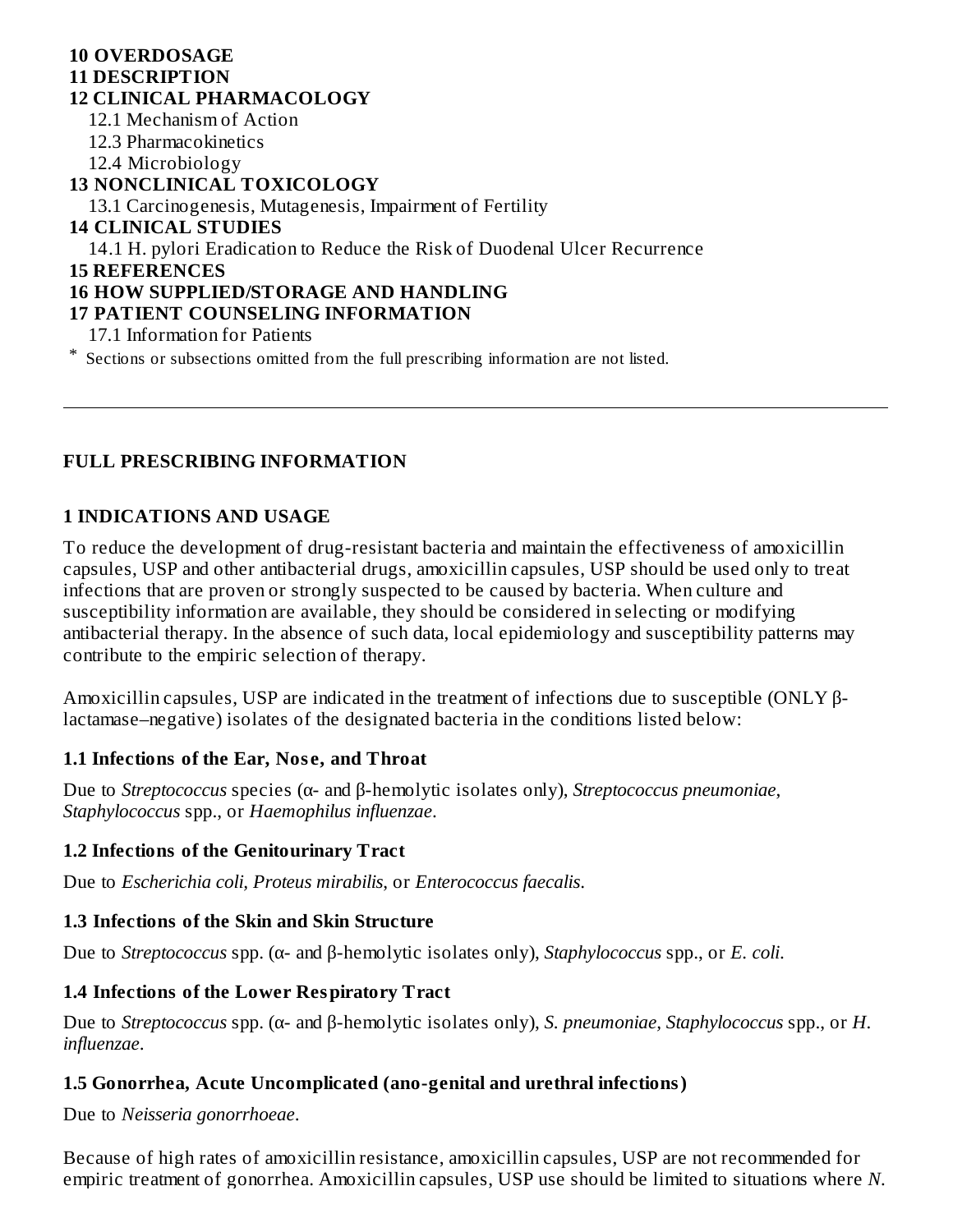**10 OVERDOSAGE**
**11 DESCRIPTION**
**12 CLINICAL PHARMACOLOGY**
12.1 Mechanism of Action
12.3 Pharmacokinetics
12.4 Microbiology
**13 NONCLINICAL TOXICOLOGY**
13.1 Carcinogenesis, Mutagenesis, Impairment of Fertility
**14 CLINICAL STUDIES**
14.1 H. pylori Eradication to Reduce the Risk of Duodenal Ulcer Recurrence
**15 REFERENCES**
**16 HOW SUPPLIED/STORAGE AND HANDLING**
**17 PATIENT COUNSELING INFORMATION**
17.1 Information for Patients

* Sections or subsections omitted from the full prescribing information are not listed.

---

## FULL PRESCRIBING INFORMATION

### 1 INDICATIONS AND USAGE

To reduce the development of drug-resistant bacteria and maintain the effectiveness of amoxicillin capsules, USP and other antibacterial drugs, amoxicillin capsules, USP should be used only to treat infections that are proven or strongly suspected to be caused by bacteria. When culture and susceptibility information are available, they should be considered in selecting or modifying antibacterial therapy. In the absence of such data, local epidemiology and susceptibility patterns may contribute to the empiric selection of therapy.

Amoxicillin capsules, USP are indicated in the treatment of infections due to susceptible (ONLY β-lactamase–negative) isolates of the designated bacteria in the conditions listed below:

#### 1.1 Infections of the Ear, Nose, and Throat

Due to *Streptococcus* species (α- and β-hemolytic isolates only), *Streptococcus pneumoniae*, *Staphylococcus* spp., or *Haemophilus influenzae*.

#### 1.2 Infections of the Genitourinary Tract

Due to *Escherichia coli, Proteus mirabilis*, or *Enterococcus faecalis*.

#### 1.3 Infections of the Skin and Skin Structure

Due to *Streptococcus* spp. (α- and β-hemolytic isolates only), *Staphylococcus* spp., or *E. coli*.

#### 1.4 Infections of the Lower Respiratory Tract

Due to *Streptococcus* spp. (α- and β-hemolytic isolates only), *S. pneumoniae, Staphylococcus* spp., or *H. influenzae*.

#### 1.5 Gonorrhea, Acute Uncomplicated (ano-genital and urethral infections)

Due to *Neisseria gonorrhoeae*.

Because of high rates of amoxicillin resistance, amoxicillin capsules, USP are not recommended for empiric treatment of gonorrhea. Amoxicillin capsules, USP use should be limited to situations where *N.*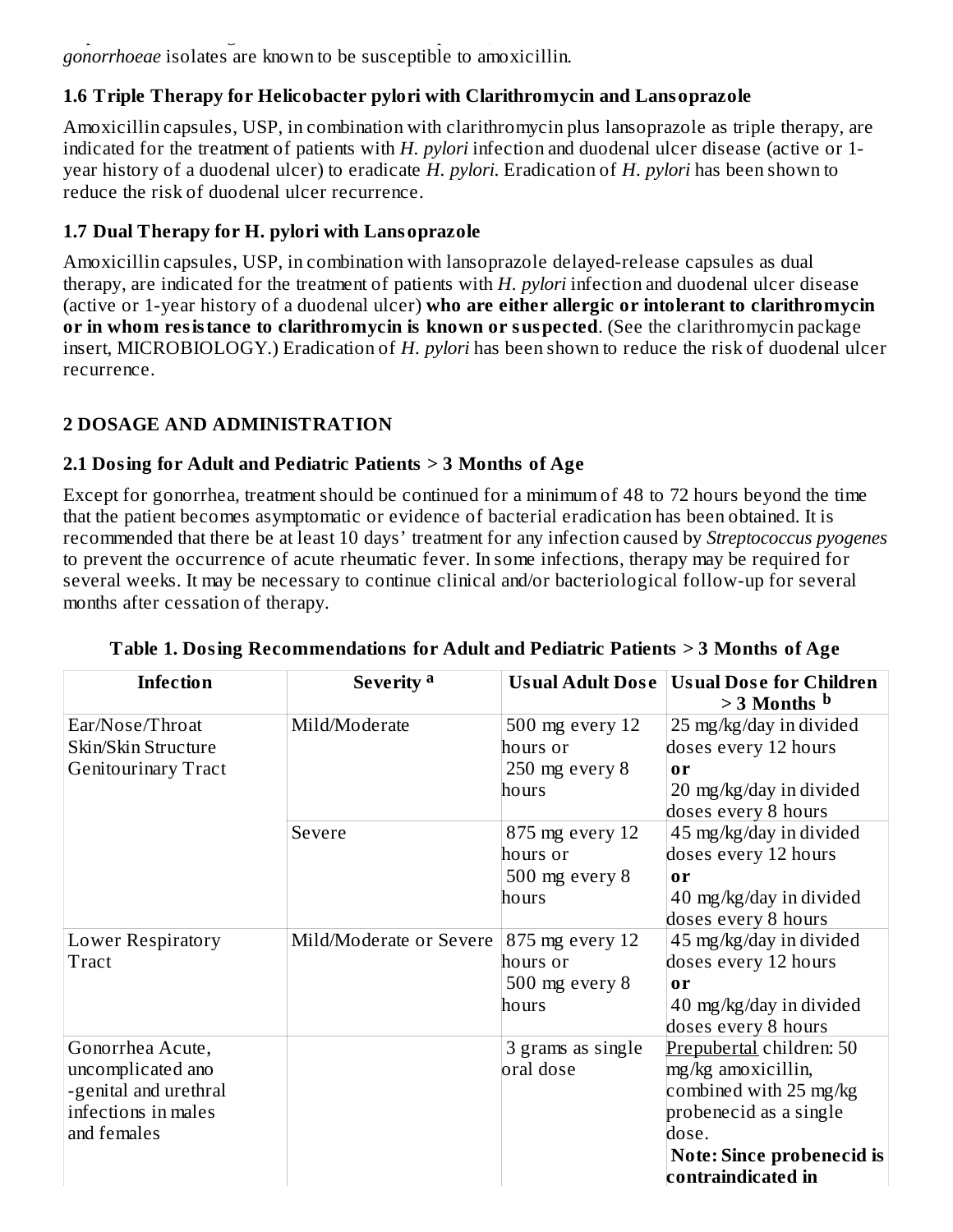*gonorrhoeae* isolates are known to be susceptible to amoxicillin.

### 1.6 Triple Therapy for Helicobacter pylori with Clarithromycin and Lansoprazole

Amoxicillin capsules, USP, in combination with clarithromycin plus lansoprazole as triple therapy, are indicated for the treatment of patients with *H. pylori* infection and duodenal ulcer disease (active or 1-year history of a duodenal ulcer) to eradicate *H. pylori*. Eradication of *H. pylori* has been shown to reduce the risk of duodenal ulcer recurrence.

### 1.7 Dual Therapy for H. pylori with Lansoprazole

Amoxicillin capsules, USP, in combination with lansoprazole delayed-release capsules as dual therapy, are indicated for the treatment of patients with *H. pylori* infection and duodenal ulcer disease (active or 1-year history of a duodenal ulcer) **who are either allergic or intolerant to clarithromycin or in whom resistance to clarithromycin is known or suspected**. (See the clarithromycin package insert, MICROBIOLOGY.) Eradication of *H. pylori* has been shown to reduce the risk of duodenal ulcer recurrence.

## 2 DOSAGE AND ADMINISTRATION

### 2.1 Dosing for Adult and Pediatric Patients > 3 Months of Age

Except for gonorrhea, treatment should be continued for a minimum of 48 to 72 hours beyond the time that the patient becomes asymptomatic or evidence of bacterial eradication has been obtained. It is recommended that there be at least 10 days' treatment for any infection caused by *Streptococcus pyogenes* to prevent the occurrence of acute rheumatic fever. In some infections, therapy may be required for several weeks. It may be necessary to continue clinical and/or bacteriological follow-up for several months after cessation of therapy.

**Table 1. Dosing Recommendations for Adult and Pediatric Patients > 3 Months of Age**

| Infection | Severity [a] | Usual Adult Dose | Usual Dose for Children > 3 Months [b] |
|---|---|---|---|
| Ear/Nose/Throat<br>Skin/Skin Structure<br>Genitourinary Tract | Mild/Moderate | 500 mg every 12 hours or<br>250 mg every 8 hours | 25 mg/kg/day in divided doses every 12 hours<br>**or**<br>20 mg/kg/day in divided doses every 8 hours |
| | Severe | 875 mg every 12 hours or<br>500 mg every 8 hours | 45 mg/kg/day in divided doses every 12 hours<br>**or**<br>40 mg/kg/day in divided doses every 8 hours |
| Lower Respiratory Tract | Mild/Moderate or Severe | 875 mg every 12 hours or<br>500 mg every 8 hours | 45 mg/kg/day in divided doses every 12 hours<br>**or**<br>40 mg/kg/day in divided doses every 8 hours |
| Gonorrhea Acute, uncomplicated ano-genital and urethral infections in males and females | | 3 grams as single oral dose | Prepubertal children: 50 mg/kg amoxicillin, combined with 25 mg/kg probenecid as a single dose.<br>**Note: Since probenecid is contraindicated in** |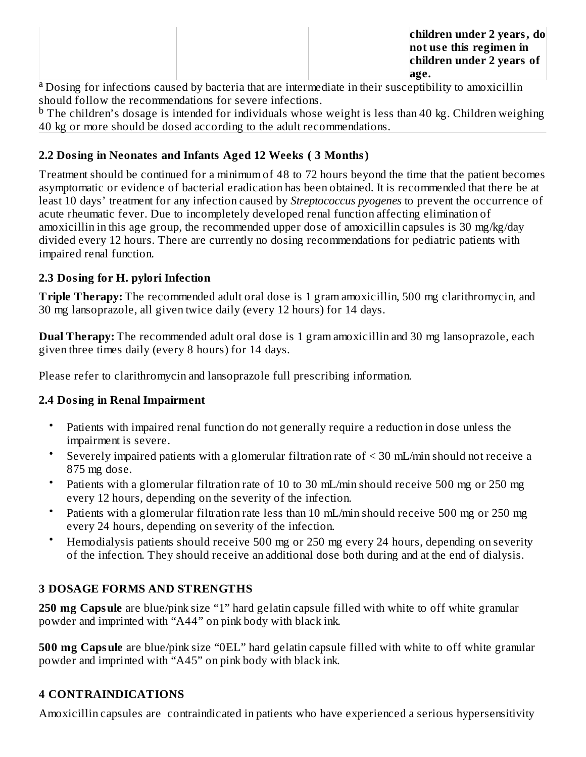| | | | children under 2 years, do not use this regimen in children under 2 years of age. |
|---|---|---|---|

[a] Dosing for infections caused by bacteria that are intermediate in their susceptibility to amoxicillin should follow the recommendations for severe infections.

[b] The children's dosage is intended for individuals whose weight is less than 40 kg. Children weighing 40 kg or more should be dosed according to the adult recommendations.

### 2.2 Dosing in Neonates and Infants Aged 12 Weeks ( 3 Months)

Treatment should be continued for a minimum of 48 to 72 hours beyond the time that the patient becomes asymptomatic or evidence of bacterial eradication has been obtained. It is recommended that there be at least 10 days' treatment for any infection caused by *Streptococcus pyogenes* to prevent the occurrence of acute rheumatic fever. Due to incompletely developed renal function affecting elimination of amoxicillin in this age group, the recommended upper dose of amoxicillin capsules is 30 mg/kg/day divided every 12 hours. There are currently no dosing recommendations for pediatric patients with impaired renal function.

### 2.3 Dosing for H. pylori Infection

**Triple Therapy:** The recommended adult oral dose is 1 gram amoxicillin, 500 mg clarithromycin, and 30 mg lansoprazole, all given twice daily (every 12 hours) for 14 days.

**Dual Therapy:** The recommended adult oral dose is 1 gram amoxicillin and 30 mg lansoprazole, each given three times daily (every 8 hours) for 14 days.

Please refer to clarithromycin and lansoprazole full prescribing information.

### 2.4 Dosing in Renal Impairment

- Patients with impaired renal function do not generally require a reduction in dose unless the impairment is severe.
- Severely impaired patients with a glomerular filtration rate of < 30 mL/min should not receive a 875 mg dose.
- Patients with a glomerular filtration rate of 10 to 30 mL/min should receive 500 mg or 250 mg every 12 hours, depending on the severity of the infection.
- Patients with a glomerular filtration rate less than 10 mL/min should receive 500 mg or 250 mg every 24 hours, depending on severity of the infection.
- Hemodialysis patients should receive 500 mg or 250 mg every 24 hours, depending on severity of the infection. They should receive an additional dose both during and at the end of dialysis.

## 3 DOSAGE FORMS AND STRENGTHS

**250 mg Capsule** are blue/pink size "1" hard gelatin capsule filled with white to off white granular powder and imprinted with "A44" on pink body with black ink.

**500 mg Capsule** are blue/pink size "0EL" hard gelatin capsule filled with white to off white granular powder and imprinted with "A45" on pink body with black ink.

## 4 CONTRAINDICATIONS

Amoxicillin capsules are contraindicated in patients who have experienced a serious hypersensitivity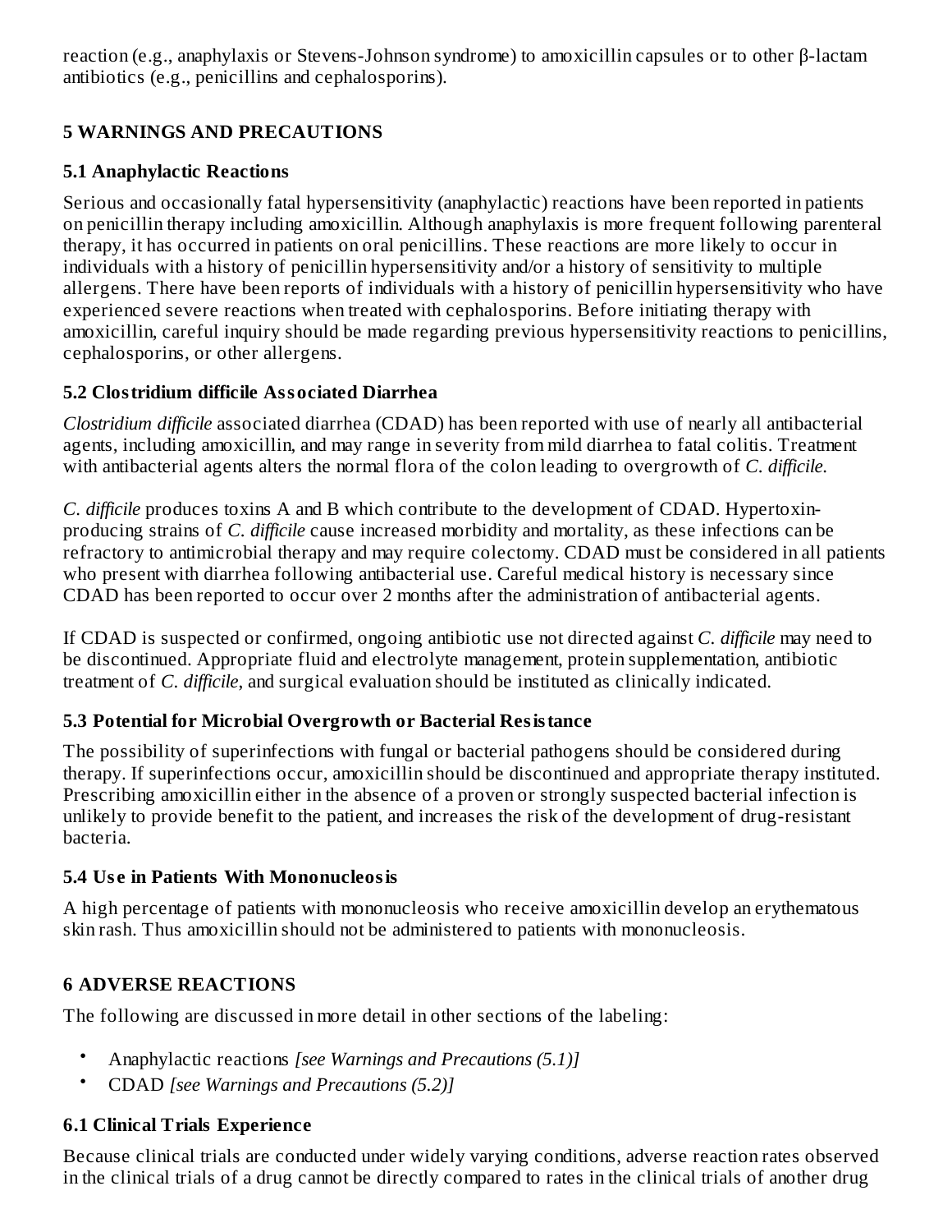reaction (e.g., anaphylaxis or Stevens-Johnson syndrome) to amoxicillin capsules or to other β-lactam antibiotics (e.g., penicillins and cephalosporins).

## 5 WARNINGS AND PRECAUTIONS

### 5.1 Anaphylactic Reactions

Serious and occasionally fatal hypersensitivity (anaphylactic) reactions have been reported in patients on penicillin therapy including amoxicillin. Although anaphylaxis is more frequent following parenteral therapy, it has occurred in patients on oral penicillins. These reactions are more likely to occur in individuals with a history of penicillin hypersensitivity and/or a history of sensitivity to multiple allergens. There have been reports of individuals with a history of penicillin hypersensitivity who have experienced severe reactions when treated with cephalosporins. Before initiating therapy with amoxicillin, careful inquiry should be made regarding previous hypersensitivity reactions to penicillins, cephalosporins, or other allergens.

### 5.2 Clostridium difficile Associated Diarrhea

*Clostridium difficile* associated diarrhea (CDAD) has been reported with use of nearly all antibacterial agents, including amoxicillin, and may range in severity from mild diarrhea to fatal colitis. Treatment with antibacterial agents alters the normal flora of the colon leading to overgrowth of *C. difficile.*

*C. difficile* produces toxins A and B which contribute to the development of CDAD. Hypertoxin-producing strains of *C. difficile* cause increased morbidity and mortality, as these infections can be refractory to antimicrobial therapy and may require colectomy. CDAD must be considered in all patients who present with diarrhea following antibacterial use. Careful medical history is necessary since CDAD has been reported to occur over 2 months after the administration of antibacterial agents.

If CDAD is suspected or confirmed, ongoing antibiotic use not directed against *C. difficile* may need to be discontinued. Appropriate fluid and electrolyte management, protein supplementation, antibiotic treatment of *C. difficile*, and surgical evaluation should be instituted as clinically indicated.

### 5.3 Potential for Microbial Overgrowth or Bacterial Resistance

The possibility of superinfections with fungal or bacterial pathogens should be considered during therapy. If superinfections occur, amoxicillin should be discontinued and appropriate therapy instituted. Prescribing amoxicillin either in the absence of a proven or strongly suspected bacterial infection is unlikely to provide benefit to the patient, and increases the risk of the development of drug-resistant bacteria.

### 5.4 Use in Patients With Mononucleosis

A high percentage of patients with mononucleosis who receive amoxicillin develop an erythematous skin rash. Thus amoxicillin should not be administered to patients with mononucleosis.

## 6 ADVERSE REACTIONS

The following are discussed in more detail in other sections of the labeling:

- Anaphylactic reactions *[see Warnings and Precautions (5.1)]*
- CDAD *[see Warnings and Precautions (5.2)]*

### 6.1 Clinical Trials Experience

Because clinical trials are conducted under widely varying conditions, adverse reaction rates observed in the clinical trials of a drug cannot be directly compared to rates in the clinical trials of another drug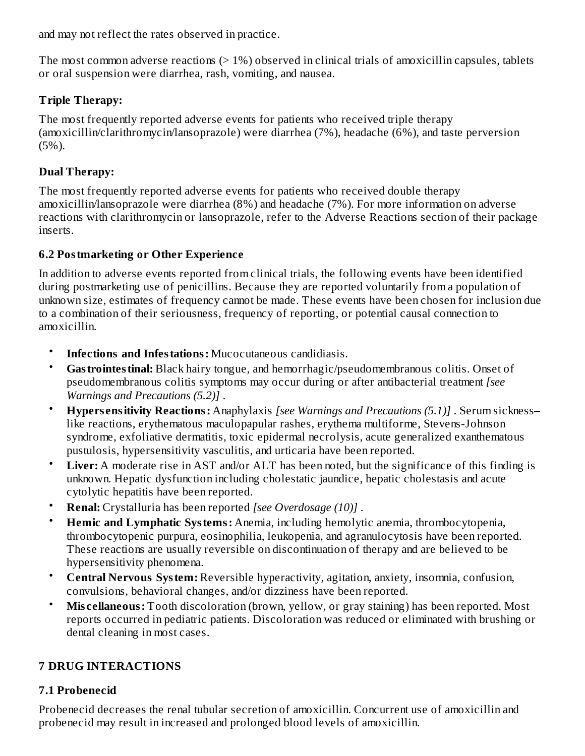and may not reflect the rates observed in practice.

The most common adverse reactions (> 1%) observed in clinical trials of amoxicillin capsules, tablets or oral suspension were diarrhea, rash, vomiting, and nausea.

**Triple Therapy:**

The most frequently reported adverse events for patients who received triple therapy (amoxicillin/clarithromycin/lansoprazole) were diarrhea (7%), headache (6%), and taste perversion (5%).

**Dual Therapy:**

The most frequently reported adverse events for patients who received double therapy amoxicillin/lansoprazole were diarrhea (8%) and headache (7%). For more information on adverse reactions with clarithromycin or lansoprazole, refer to the Adverse Reactions section of their package inserts.

### 6.2 Postmarketing or Other Experience

In addition to adverse events reported from clinical trials, the following events have been identified during postmarketing use of penicillins. Because they are reported voluntarily from a population of unknown size, estimates of frequency cannot be made. These events have been chosen for inclusion due to a combination of their seriousness, frequency of reporting, or potential causal connection to amoxicillin.

- **Infections and Infestations:** Mucocutaneous candidiasis.
- **Gastrointestinal:** Black hairy tongue, and hemorrhagic/pseudomembranous colitis. Onset of pseudomembranous colitis symptoms may occur during or after antibacterial treatment *[see Warnings and Precautions (5.2)]* .
- **Hypersensitivity Reactions:** Anaphylaxis *[see Warnings and Precautions (5.1)]* . Serum sickness–like reactions, erythematous maculopapular rashes, erythema multiforme, Stevens-Johnson syndrome, exfoliative dermatitis, toxic epidermal necrolysis, acute generalized exanthematous pustulosis, hypersensitivity vasculitis, and urticaria have been reported.
- **Liver:** A moderate rise in AST and/or ALT has been noted, but the significance of this finding is unknown. Hepatic dysfunction including cholestatic jaundice, hepatic cholestasis and acute cytolytic hepatitis have been reported.
- **Renal:** Crystalluria has been reported *[see Overdosage (10)]* .
- **Hemic and Lymphatic Systems:** Anemia, including hemolytic anemia, thrombocytopenia, thrombocytopenic purpura, eosinophilia, leukopenia, and agranulocytosis have been reported. These reactions are usually reversible on discontinuation of therapy and are believed to be hypersensitivity phenomena.
- **Central Nervous System:** Reversible hyperactivity, agitation, anxiety, insomnia, confusion, convulsions, behavioral changes, and/or dizziness have been reported.
- **Miscellaneous:** Tooth discoloration (brown, yellow, or gray staining) has been reported. Most reports occurred in pediatric patients. Discoloration was reduced or eliminated with brushing or dental cleaning in most cases.

## 7 DRUG INTERACTIONS

### 7.1 Probenecid

Probenecid decreases the renal tubular secretion of amoxicillin. Concurrent use of amoxicillin and probenecid may result in increased and prolonged blood levels of amoxicillin.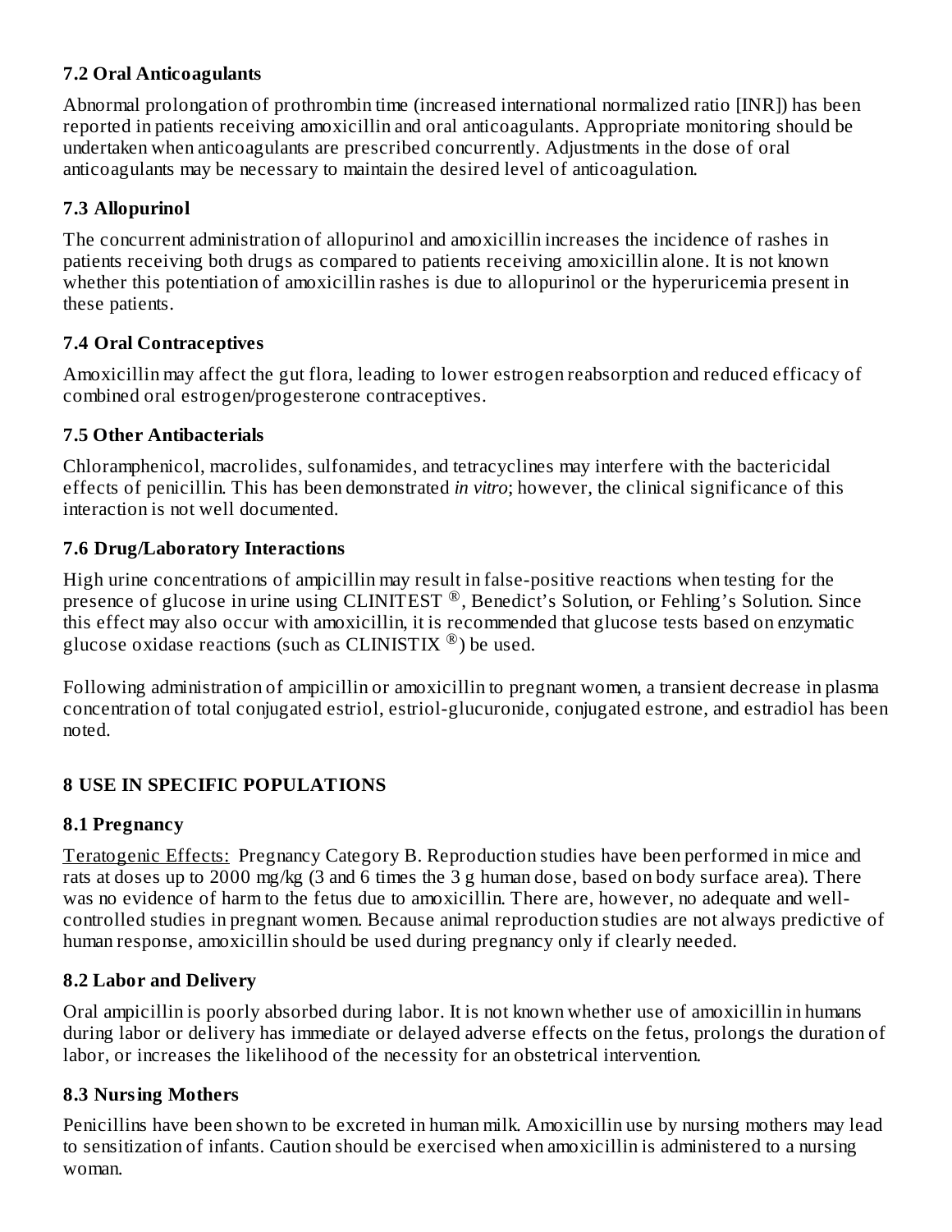### 7.2 Oral Anticoagulants

Abnormal prolongation of prothrombin time (increased international normalized ratio [INR]) has been reported in patients receiving amoxicillin and oral anticoagulants. Appropriate monitoring should be undertaken when anticoagulants are prescribed concurrently. Adjustments in the dose of oral anticoagulants may be necessary to maintain the desired level of anticoagulation.

### 7.3 Allopurinol

The concurrent administration of allopurinol and amoxicillin increases the incidence of rashes in patients receiving both drugs as compared to patients receiving amoxicillin alone. It is not known whether this potentiation of amoxicillin rashes is due to allopurinol or the hyperuricemia present in these patients.

### 7.4 Oral Contraceptives

Amoxicillin may affect the gut flora, leading to lower estrogen reabsorption and reduced efficacy of combined oral estrogen/progesterone contraceptives.

### 7.5 Other Antibacterials

Chloramphenicol, macrolides, sulfonamides, and tetracyclines may interfere with the bactericidal effects of penicillin. This has been demonstrated *in vitro*; however, the clinical significance of this interaction is not well documented.

### 7.6 Drug/Laboratory Interactions

High urine concentrations of ampicillin may result in false-positive reactions when testing for the presence of glucose in urine using CLINITEST®, Benedict's Solution, or Fehling's Solution. Since this effect may also occur with amoxicillin, it is recommended that glucose tests based on enzymatic glucose oxidase reactions (such as CLINISTIX®) be used.

Following administration of ampicillin or amoxicillin to pregnant women, a transient decrease in plasma concentration of total conjugated estriol, estriol-glucuronide, conjugated estrone, and estradiol has been noted.

## 8 USE IN SPECIFIC POPULATIONS

### 8.1 Pregnancy

Teratogenic Effects: Pregnancy Category B. Reproduction studies have been performed in mice and rats at doses up to 2000 mg/kg (3 and 6 times the 3 g human dose, based on body surface area). There was no evidence of harm to the fetus due to amoxicillin. There are, however, no adequate and well-controlled studies in pregnant women. Because animal reproduction studies are not always predictive of human response, amoxicillin should be used during pregnancy only if clearly needed.

### 8.2 Labor and Delivery

Oral ampicillin is poorly absorbed during labor. It is not known whether use of amoxicillin in humans during labor or delivery has immediate or delayed adverse effects on the fetus, prolongs the duration of labor, or increases the likelihood of the necessity for an obstetrical intervention.

### 8.3 Nursing Mothers

Penicillins have been shown to be excreted in human milk. Amoxicillin use by nursing mothers may lead to sensitization of infants. Caution should be exercised when amoxicillin is administered to a nursing woman.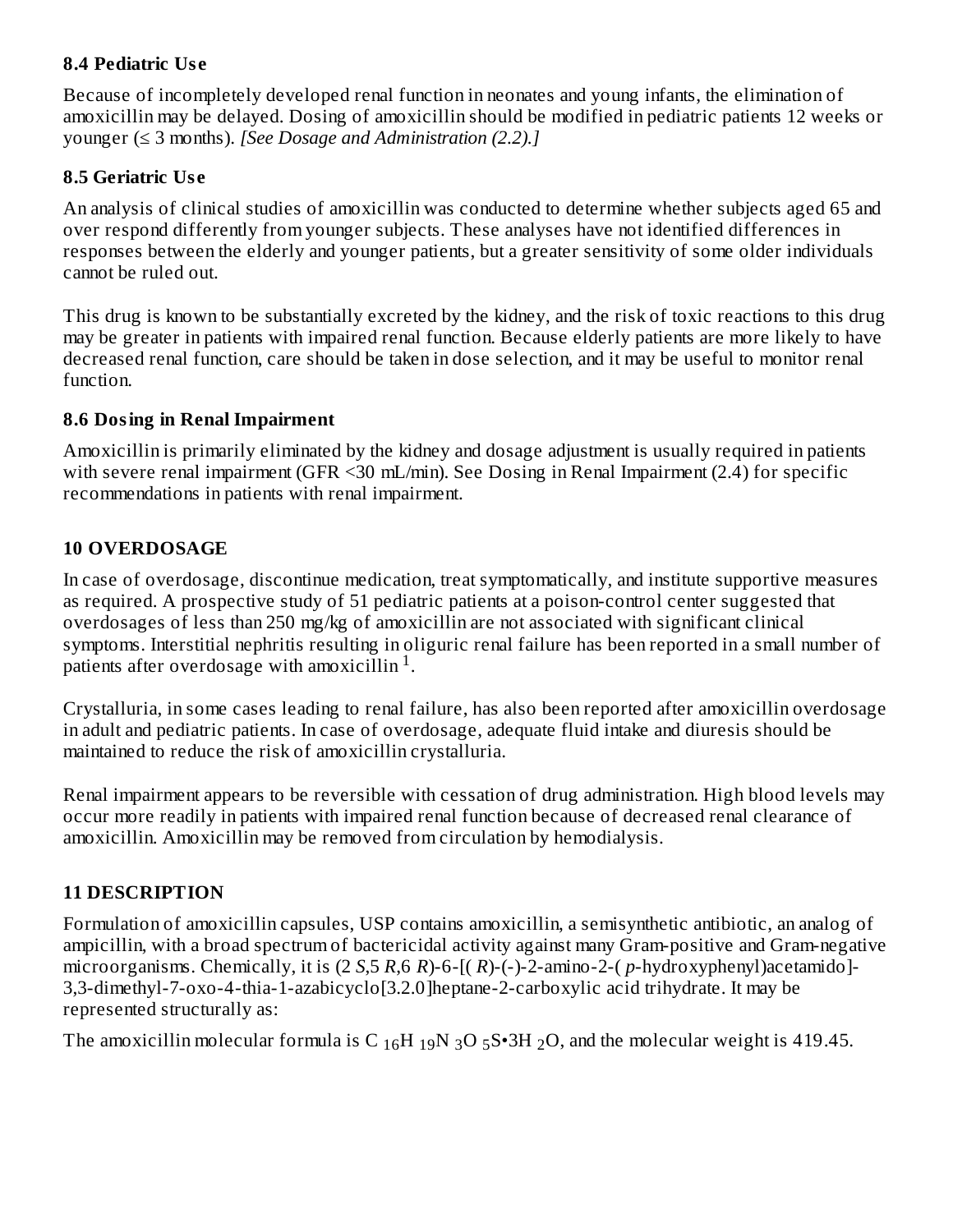### 8.4 Pediatric Use

Because of incompletely developed renal function in neonates and young infants, the elimination of amoxicillin may be delayed. Dosing of amoxicillin should be modified in pediatric patients 12 weeks or younger (≤ 3 months). *[See Dosage and Administration (2.2).]*

### 8.5 Geriatric Use

An analysis of clinical studies of amoxicillin was conducted to determine whether subjects aged 65 and over respond differently from younger subjects. These analyses have not identified differences in responses between the elderly and younger patients, but a greater sensitivity of some older individuals cannot be ruled out.

This drug is known to be substantially excreted by the kidney, and the risk of toxic reactions to this drug may be greater in patients with impaired renal function. Because elderly patients are more likely to have decreased renal function, care should be taken in dose selection, and it may be useful to monitor renal function.

### 8.6 Dosing in Renal Impairment

Amoxicillin is primarily eliminated by the kidney and dosage adjustment is usually required in patients with severe renal impairment (GFR <30 mL/min). See Dosing in Renal Impairment (2.4) for specific recommendations in patients with renal impairment.

## 10 OVERDOSAGE

In case of overdosage, discontinue medication, treat symptomatically, and institute supportive measures as required. A prospective study of 51 pediatric patients at a poison-control center suggested that overdosages of less than 250 mg/kg of amoxicillin are not associated with significant clinical symptoms. Interstitial nephritis resulting in oliguric renal failure has been reported in a small number of patients after overdosage with amoxicillin [1].

Crystalluria, in some cases leading to renal failure, has also been reported after amoxicillin overdosage in adult and pediatric patients. In case of overdosage, adequate fluid intake and diuresis should be maintained to reduce the risk of amoxicillin crystalluria.

Renal impairment appears to be reversible with cessation of drug administration. High blood levels may occur more readily in patients with impaired renal function because of decreased renal clearance of amoxicillin. Amoxicillin may be removed from circulation by hemodialysis.

## 11 DESCRIPTION

Formulation of amoxicillin capsules, USP contains amoxicillin, a semisynthetic antibiotic, an analog of ampicillin, with a broad spectrum of bactericidal activity against many Gram-positive and Gram-negative microorganisms. Chemically, it is (2 *S*,5 *R*,6 *R*)-6-[( *R*)-(-)-2-amino-2-( *p*-hydroxyphenyl)acetamido]-3,3-dimethyl-7-oxo-4-thia-1-azabicyclo[3.2.0]heptane-2-carboxylic acid trihydrate. It may be represented structurally as:

The amoxicillin molecular formula is $C_{16}H_{19}N_3O_5S{\bullet}3H_2O$, and the molecular weight is 419.45.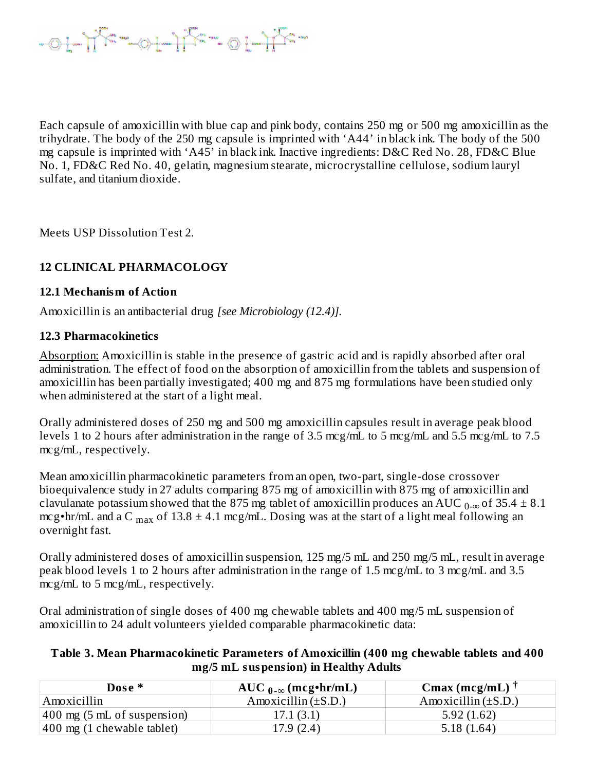Each capsule of amoxicillin with blue cap and pink body, contains 250 mg or 500 mg amoxicillin as the trihydrate. The body of the 250 mg capsule is imprinted with ‘A44’ in black ink. The body of the 500 mg capsule is imprinted with ‘A45’ in black ink. Inactive ingredients: D&C Red No. 28, FD&C Blue No. 1, FD&C Red No. 40, gelatin, magnesium stearate, microcrystalline cellulose, sodium lauryl sulfate, and titanium dioxide.

Meets USP Dissolution Test 2.

## 12 CLINICAL PHARMACOLOGY

### 12.1 Mechanism of Action

Amoxicillin is an antibacterial drug *[see Microbiology (12.4)].*

### 12.3 Pharmacokinetics

Absorption: Amoxicillin is stable in the presence of gastric acid and is rapidly absorbed after oral administration. The effect of food on the absorption of amoxicillin from the tablets and suspension of amoxicillin has been partially investigated; 400 mg and 875 mg formulations have been studied only when administered at the start of a light meal.

Orally administered doses of 250 mg and 500 mg amoxicillin capsules result in average peak blood levels 1 to 2 hours after administration in the range of 3.5 mcg/mL to 5 mcg/mL and 5.5 mcg/mL to 7.5 mcg/mL, respectively.

Mean amoxicillin pharmacokinetic parameters from an open, two-part, single-dose crossover bioequivalence study in 27 adults comparing 875 mg of amoxicillin with 875 mg of amoxicillin and clavulanate potassium showed that the 875 mg tablet of amoxicillin produces an $AUC_{0-\infty}$ of 35.4 ± 8.1 mcg•hr/mL and a $C_{max}$ of 13.8 ± 4.1 mcg/mL. Dosing was at the start of a light meal following an overnight fast.

Orally administered doses of amoxicillin suspension, 125 mg/5 mL and 250 mg/5 mL, result in average peak blood levels 1 to 2 hours after administration in the range of 1.5 mcg/mL to 3 mcg/mL and 3.5 mcg/mL to 5 mcg/mL, respectively.

Oral administration of single doses of 400 mg chewable tablets and 400 mg/5 mL suspension of amoxicillin to 24 adult volunteers yielded comparable pharmacokinetic data:

**Table 3. Mean Pharmacokinetic Parameters of Amoxicillin (400 mg chewable tablets and 400 mg/5 mL suspension) in Healthy Adults**

| Dose * | $AUC_{0-\infty}$ (mcg•hr/mL) | Cmax (mcg/mL) † |
|---|---|---|
| Amoxicillin | Amoxicillin (±S.D.) | Amoxicillin (±S.D.) |
| 400 mg (5 mL of suspension) | 17.1 (3.1) | 5.92 (1.62) |
| 400 mg (1 chewable tablet) | 17.9 (2.4) | 5.18 (1.64) |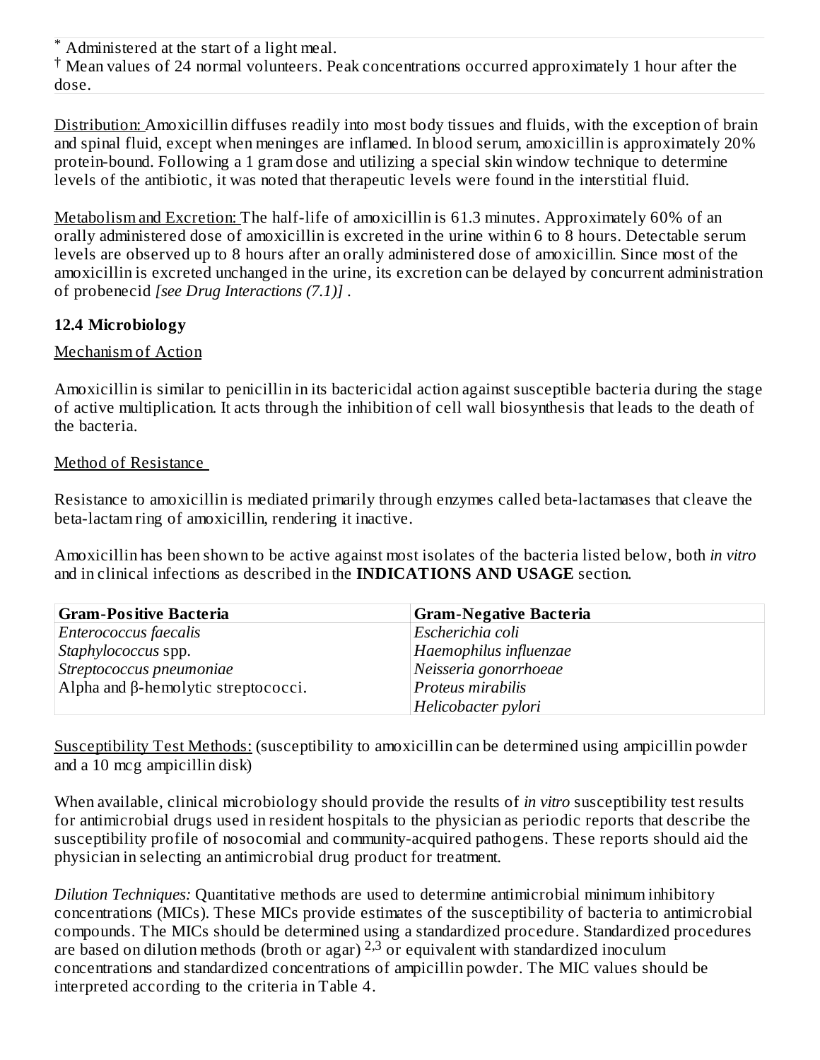[*] Administered at the start of a light meal.
[†] Mean values of 24 normal volunteers. Peak concentrations occurred approximately 1 hour after the dose.

Distribution: Amoxicillin diffuses readily into most body tissues and fluids, with the exception of brain and spinal fluid, except when meninges are inflamed. In blood serum, amoxicillin is approximately 20% protein-bound. Following a 1 gram dose and utilizing a special skin window technique to determine levels of the antibiotic, it was noted that therapeutic levels were found in the interstitial fluid.

Metabolism and Excretion: The half-life of amoxicillin is 61.3 minutes. Approximately 60% of an orally administered dose of amoxicillin is excreted in the urine within 6 to 8 hours. Detectable serum levels are observed up to 8 hours after an orally administered dose of amoxicillin. Since most of the amoxicillin is excreted unchanged in the urine, its excretion can be delayed by concurrent administration of probenecid *[see Drug Interactions (7.1)]* .

### 12.4 Microbiology

Mechanism of Action

Amoxicillin is similar to penicillin in its bactericidal action against susceptible bacteria during the stage of active multiplication. It acts through the inhibition of cell wall biosynthesis that leads to the death of the bacteria.

Method of Resistance

Resistance to amoxicillin is mediated primarily through enzymes called beta-lactamases that cleave the beta-lactam ring of amoxicillin, rendering it inactive.

Amoxicillin has been shown to be active against most isolates of the bacteria listed below, both *in vitro* and in clinical infections as described in the **INDICATIONS AND USAGE** section.

| **Gram-Positive Bacteria** | **Gram-Negative Bacteria** |
|---|---|
| *Enterococcus faecalis* | *Escherichia coli* |
| *Staphylococcus* spp. | *Haemophilus influenzae* |
| *Streptococcus pneumoniae* | *Neisseria gonorrhoeae* |
| Alpha and β-hemolytic streptococci. | *Proteus mirabilis* |
| | *Helicobacter pylori* |

Susceptibility Test Methods: (susceptibility to amoxicillin can be determined using ampicillin powder and a 10 mcg ampicillin disk)

When available, clinical microbiology should provide the results of *in vitro* susceptibility test results for antimicrobial drugs used in resident hospitals to the physician as periodic reports that describe the susceptibility profile of nosocomial and community-acquired pathogens. These reports should aid the physician in selecting an antimicrobial drug product for treatment.

*Dilution Techniques:* Quantitative methods are used to determine antimicrobial minimum inhibitory concentrations (MICs). These MICs provide estimates of the susceptibility of bacteria to antimicrobial compounds. The MICs should be determined using a standardized procedure. Standardized procedures are based on dilution methods (broth or agar) [2,3] or equivalent with standardized inoculum concentrations and standardized concentrations of ampicillin powder. The MIC values should be interpreted according to the criteria in Table 4.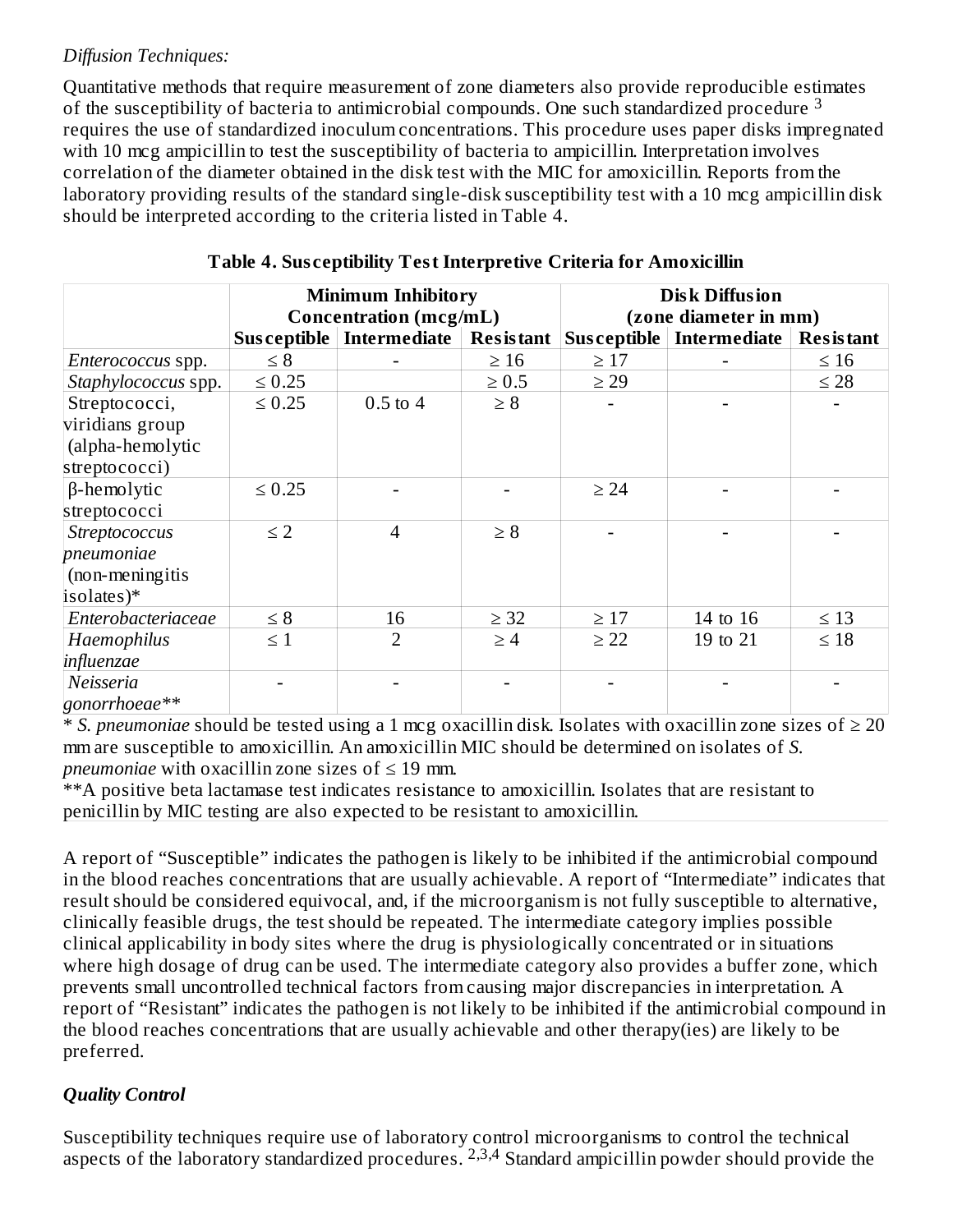*Diffusion Techniques:*

Quantitative methods that require measurement of zone diameters also provide reproducible estimates of the susceptibility of bacteria to antimicrobial compounds. One such standardized procedure [3] requires the use of standardized inoculum concentrations. This procedure uses paper disks impregnated with 10 mcg ampicillin to test the susceptibility of bacteria to ampicillin. Interpretation involves correlation of the diameter obtained in the disk test with the MIC for amoxicillin. Reports from the laboratory providing results of the standard single-disk susceptibility test with a 10 mcg ampicillin disk should be interpreted according to the criteria listed in Table 4.

**Table 4. Susceptibility Test Interpretive Criteria for Amoxicillin**

| | **Minimum Inhibitory Concentration (mcg/mL)** | | | **Disk Diffusion (zone diameter in mm)** | | |
|---|---|---|---|---|---|---|
| | **Susceptible** | **Intermediate** | **Resistant** | **Susceptible** | **Intermediate** | **Resistant** |
| *Enterococcus* spp. | ≤ 8 | - | ≥ 16 | ≥ 17 | - | ≤ 16 |
| *Staphylococcus* spp. | ≤ 0.25 | | ≥ 0.5 | ≥ 29 | | ≤ 28 |
| Streptococci, viridians group (alpha-hemolytic streptococci) | ≤ 0.25 | 0.5 to 4 | ≥ 8 | - | - | - |
| β-hemolytic streptococci | ≤ 0.25 | - | - | ≥ 24 | - | - |
| *Streptococcus pneumoniae* (non-meningitis isolates)* | ≤ 2 | 4 | ≥ 8 | - | - | - |
| *Enterobacteriaceae* | ≤ 8 | 16 | ≥ 32 | ≥ 17 | 14 to 16 | ≤ 13 |
| *Haemophilus influenzae* | ≤ 1 | 2 | ≥ 4 | ≥ 22 | 19 to 21 | ≤ 18 |
| *Neisseria gonorrhoeae*** | - | - | - | - | - | - |

\* *S. pneumoniae* should be tested using a 1 mcg oxacillin disk. Isolates with oxacillin zone sizes of ≥ 20 mm are susceptible to amoxicillin. An amoxicillin MIC should be determined on isolates of *S. pneumoniae* with oxacillin zone sizes of ≤ 19 mm.

**A positive beta lactamase test indicates resistance to amoxicillin. Isolates that are resistant to penicillin by MIC testing are also expected to be resistant to amoxicillin.

A report of "Susceptible" indicates the pathogen is likely to be inhibited if the antimicrobial compound in the blood reaches concentrations that are usually achievable. A report of "Intermediate" indicates that result should be considered equivocal, and, if the microorganism is not fully susceptible to alternative, clinically feasible drugs, the test should be repeated. The intermediate category implies possible clinical applicability in body sites where the drug is physiologically concentrated or in situations where high dosage of drug can be used. The intermediate category also provides a buffer zone, which prevents small uncontrolled technical factors from causing major discrepancies in interpretation. A report of "Resistant" indicates the pathogen is not likely to be inhibited if the antimicrobial compound in the blood reaches concentrations that are usually achievable and other therapy(ies) are likely to be preferred.

***Quality Control***

Susceptibility techniques require use of laboratory control microorganisms to control the technical aspects of the laboratory standardized procedures. [2,3,4] Standard ampicillin powder should provide the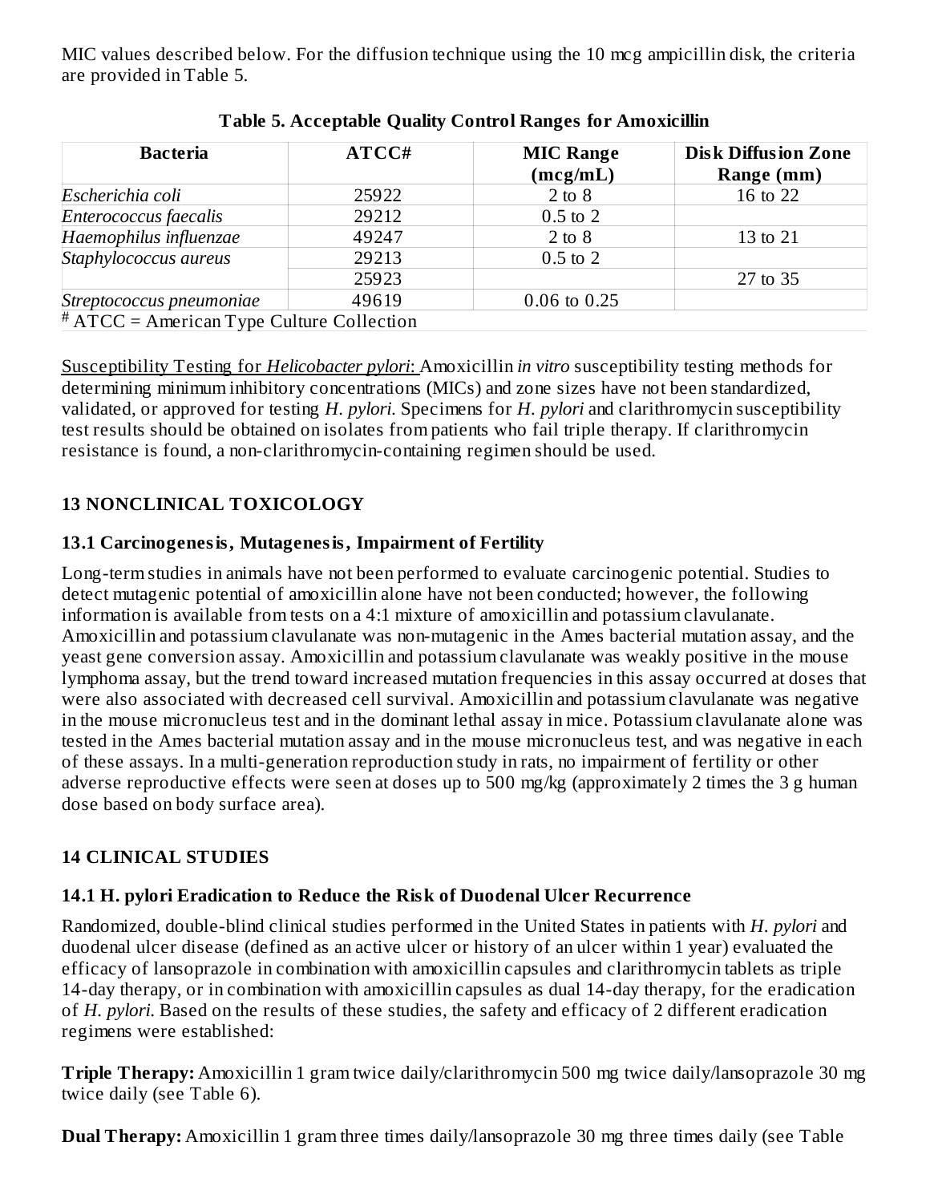MIC values described below. For the diffusion technique using the 10 mcg ampicillin disk, the criteria are provided in Table 5.

**Table 5. Acceptable Quality Control Ranges for Amoxicillin**

| Bacteria | ATCC# | MIC Range (mcg/mL) | Disk Diffusion Zone Range (mm) |
|---|---|---|---|
| *Escherichia coli* | 25922 | 2 to 8 | 16 to 22 |
| *Enterococcus faecalis* | 29212 | 0.5 to 2 | |
| *Haemophilus influenzae* | 49247 | 2 to 8 | 13 to 21 |
| *Staphylococcus aureus* | 29213 | 0.5 to 2 | |
| | 25923 | | 27 to 35 |
| *Streptococcus pneumoniae* | 49619 | 0.06 to 0.25 | |

# ATCC = American Type Culture Collection

Susceptibility Testing for *Helicobacter pylori*: Amoxicillin *in vitro* susceptibility testing methods for determining minimum inhibitory concentrations (MICs) and zone sizes have not been standardized, validated, or approved for testing *H. pylori*. Specimens for *H. pylori* and clarithromycin susceptibility test results should be obtained on isolates from patients who fail triple therapy. If clarithromycin resistance is found, a non-clarithromycin-containing regimen should be used.

## 13 NONCLINICAL TOXICOLOGY

### 13.1 Carcinogenesis, Mutagenesis, Impairment of Fertility

Long-term studies in animals have not been performed to evaluate carcinogenic potential. Studies to detect mutagenic potential of amoxicillin alone have not been conducted; however, the following information is available from tests on a 4:1 mixture of amoxicillin and potassium clavulanate. Amoxicillin and potassium clavulanate was non-mutagenic in the Ames bacterial mutation assay, and the yeast gene conversion assay. Amoxicillin and potassium clavulanate was weakly positive in the mouse lymphoma assay, but the trend toward increased mutation frequencies in this assay occurred at doses that were also associated with decreased cell survival. Amoxicillin and potassium clavulanate was negative in the mouse micronucleus test and in the dominant lethal assay in mice. Potassium clavulanate alone was tested in the Ames bacterial mutation assay and in the mouse micronucleus test, and was negative in each of these assays. In a multi-generation reproduction study in rats, no impairment of fertility or other adverse reproductive effects were seen at doses up to 500 mg/kg (approximately 2 times the 3 g human dose based on body surface area).

## 14 CLINICAL STUDIES

### 14.1 H. pylori Eradication to Reduce the Risk of Duodenal Ulcer Recurrence

Randomized, double-blind clinical studies performed in the United States in patients with *H. pylori* and duodenal ulcer disease (defined as an active ulcer or history of an ulcer within 1 year) evaluated the efficacy of lansoprazole in combination with amoxicillin capsules and clarithromycin tablets as triple 14-day therapy, or in combination with amoxicillin capsules as dual 14-day therapy, for the eradication of *H. pylori*. Based on the results of these studies, the safety and efficacy of 2 different eradication regimens were established:

**Triple Therapy:** Amoxicillin 1 gram twice daily/clarithromycin 500 mg twice daily/lansoprazole 30 mg twice daily (see Table 6).

**Dual Therapy:** Amoxicillin 1 gram three times daily/lansoprazole 30 mg three times daily (see Table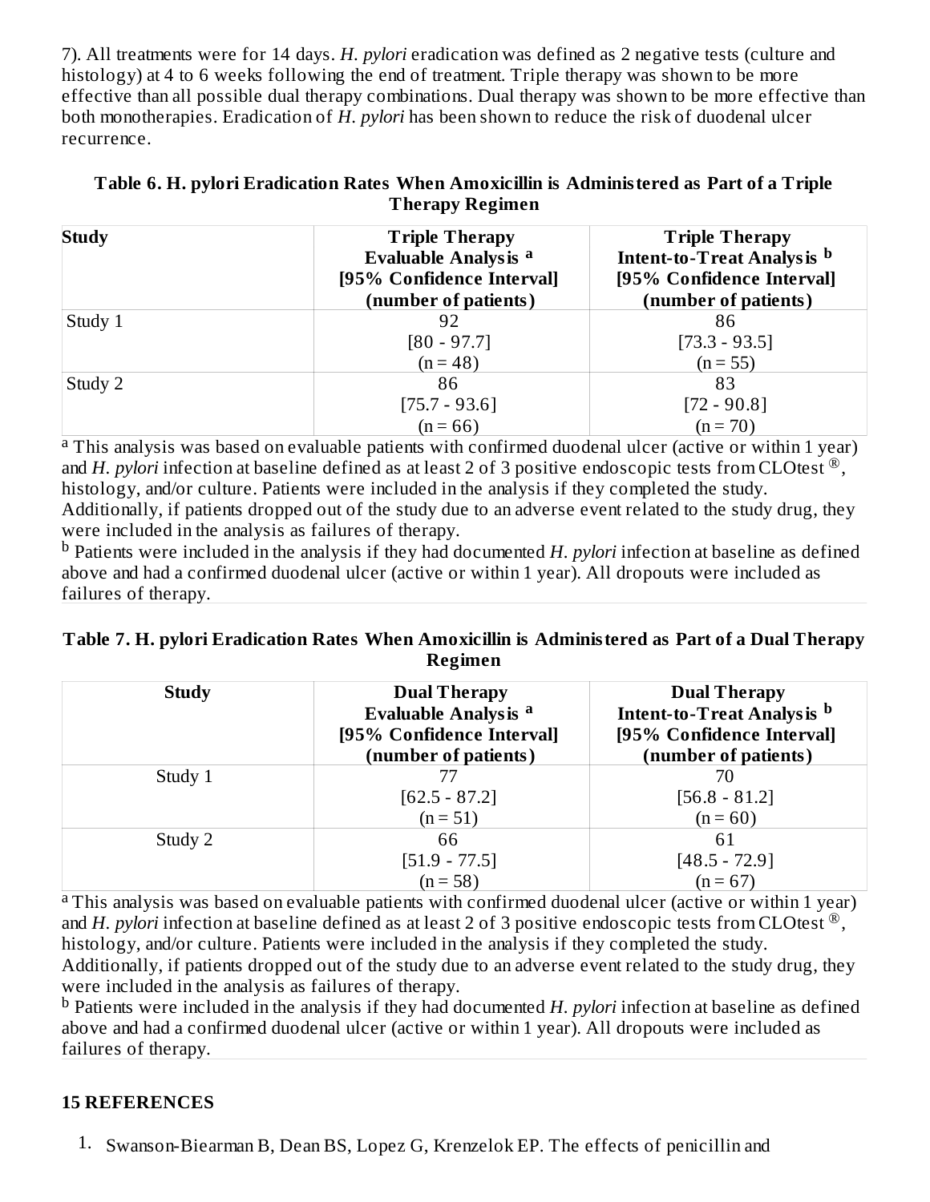7). All treatments were for 14 days. *H. pylori* eradication was defined as 2 negative tests (culture and histology) at 4 to 6 weeks following the end of treatment. Triple therapy was shown to be more effective than all possible dual therapy combinations. Dual therapy was shown to be more effective than both monotherapies. Eradication of *H. pylori* has been shown to reduce the risk of duodenal ulcer recurrence.

**Table 6. H. pylori Eradication Rates When Amoxicillin is Administered as Part of a Triple Therapy Regimen**

| Study | Triple Therapy Evaluable Analysis [a] [95% Confidence Interval] (number of patients) | Triple Therapy Intent-to-Treat Analysis [b] [95% Confidence Interval] (number of patients) |
|---|---|---|
| Study 1 | 92 [80 - 97.7] (n = 48) | 86 [73.3 - 93.5] (n = 55) |
| Study 2 | 86 [75.7 - 93.6] (n = 66) | 83 [72 - 90.8] (n = 70) |

[a] This analysis was based on evaluable patients with confirmed duodenal ulcer (active or within 1 year) and *H. pylori* infection at baseline defined as at least 2 of 3 positive endoscopic tests from CLOtest ®, histology, and/or culture. Patients were included in the analysis if they completed the study. Additionally, if patients dropped out of the study due to an adverse event related to the study drug, they were included in the analysis as failures of therapy.

[b] Patients were included in the analysis if they had documented *H. pylori* infection at baseline as defined above and had a confirmed duodenal ulcer (active or within 1 year). All dropouts were included as failures of therapy.

**Table 7. H. pylori Eradication Rates When Amoxicillin is Administered as Part of a Dual Therapy Regimen**

| Study | Dual Therapy Evaluable Analysis [a] [95% Confidence Interval] (number of patients) | Dual Therapy Intent-to-Treat Analysis [b] [95% Confidence Interval] (number of patients) |
|---|---|---|
| Study 1 | 77 [62.5 - 87.2] (n = 51) | 70 [56.8 - 81.2] (n = 60) |
| Study 2 | 66 [51.9 - 77.5] (n = 58) | 61 [48.5 - 72.9] (n = 67) |

[a] This analysis was based on evaluable patients with confirmed duodenal ulcer (active or within 1 year) and *H. pylori* infection at baseline defined as at least 2 of 3 positive endoscopic tests from CLOtest ®, histology, and/or culture. Patients were included in the analysis if they completed the study. Additionally, if patients dropped out of the study due to an adverse event related to the study drug, they were included in the analysis as failures of therapy.

[b] Patients were included in the analysis if they had documented *H. pylori* infection at baseline as defined above and had a confirmed duodenal ulcer (active or within 1 year). All dropouts were included as failures of therapy.

## 15 REFERENCES

1. Swanson-Biearman B, Dean BS, Lopez G, Krenzelok EP. The effects of penicillin and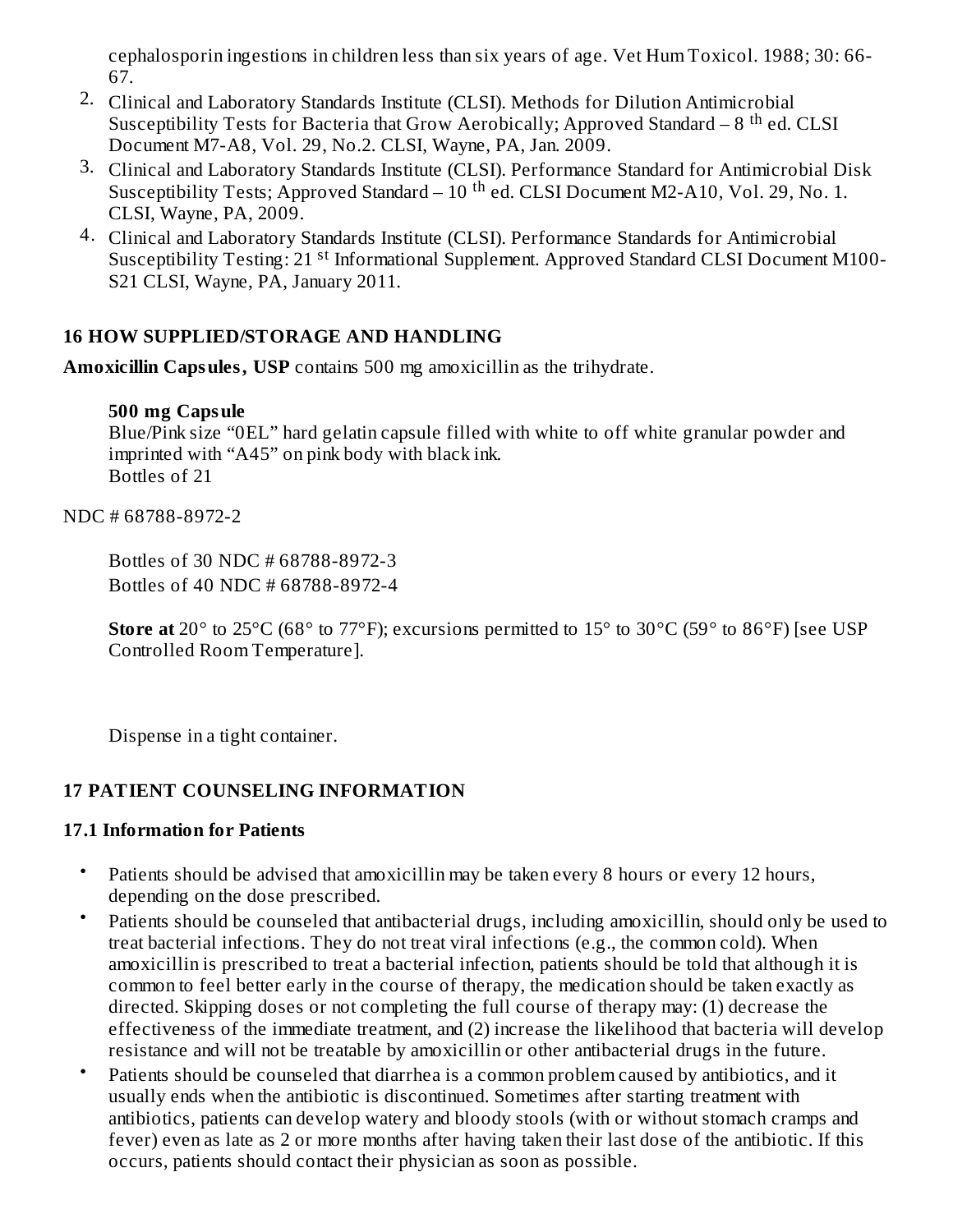cephalosporin ingestions in children less than six years of age. Vet Hum Toxicol. 1988; 30: 66-67.

2. Clinical and Laboratory Standards Institute (CLSI). Methods for Dilution Antimicrobial Susceptibility Tests for Bacteria that Grow Aerobically; Approved Standard – 8 th ed. CLSI Document M7-A8, Vol. 29, No.2. CLSI, Wayne, PA, Jan. 2009.
3. Clinical and Laboratory Standards Institute (CLSI). Performance Standard for Antimicrobial Disk Susceptibility Tests; Approved Standard – 10 th ed. CLSI Document M2-A10, Vol. 29, No. 1. CLSI, Wayne, PA, 2009.
4. Clinical and Laboratory Standards Institute (CLSI). Performance Standards for Antimicrobial Susceptibility Testing: 21 st Informational Supplement. Approved Standard CLSI Document M100-S21 CLSI, Wayne, PA, January 2011.

## 16 HOW SUPPLIED/STORAGE AND HANDLING

**Amoxicillin Capsules, USP** contains 500 mg amoxicillin as the trihydrate.

**500 mg Capsule**
Blue/Pink size "0EL" hard gelatin capsule filled with white to off white granular powder and imprinted with "A45" on pink body with black ink.
Bottles of 21

NDC # 68788-8972-2

Bottles of 30 NDC # 68788-8972-3
Bottles of 40 NDC # 68788-8972-4

**Store at** 20° to 25°C (68° to 77°F); excursions permitted to 15° to 30°C (59° to 86°F) [see USP Controlled Room Temperature].

Dispense in a tight container.

## 17 PATIENT COUNSELING INFORMATION

### 17.1 Information for Patients

- Patients should be advised that amoxicillin may be taken every 8 hours or every 12 hours, depending on the dose prescribed.
- Patients should be counseled that antibacterial drugs, including amoxicillin, should only be used to treat bacterial infections. They do not treat viral infections (e.g., the common cold). When amoxicillin is prescribed to treat a bacterial infection, patients should be told that although it is common to feel better early in the course of therapy, the medication should be taken exactly as directed. Skipping doses or not completing the full course of therapy may: (1) decrease the effectiveness of the immediate treatment, and (2) increase the likelihood that bacteria will develop resistance and will not be treatable by amoxicillin or other antibacterial drugs in the future.
- Patients should be counseled that diarrhea is a common problem caused by antibiotics, and it usually ends when the antibiotic is discontinued. Sometimes after starting treatment with antibiotics, patients can develop watery and bloody stools (with or without stomach cramps and fever) even as late as 2 or more months after having taken their last dose of the antibiotic. If this occurs, patients should contact their physician as soon as possible.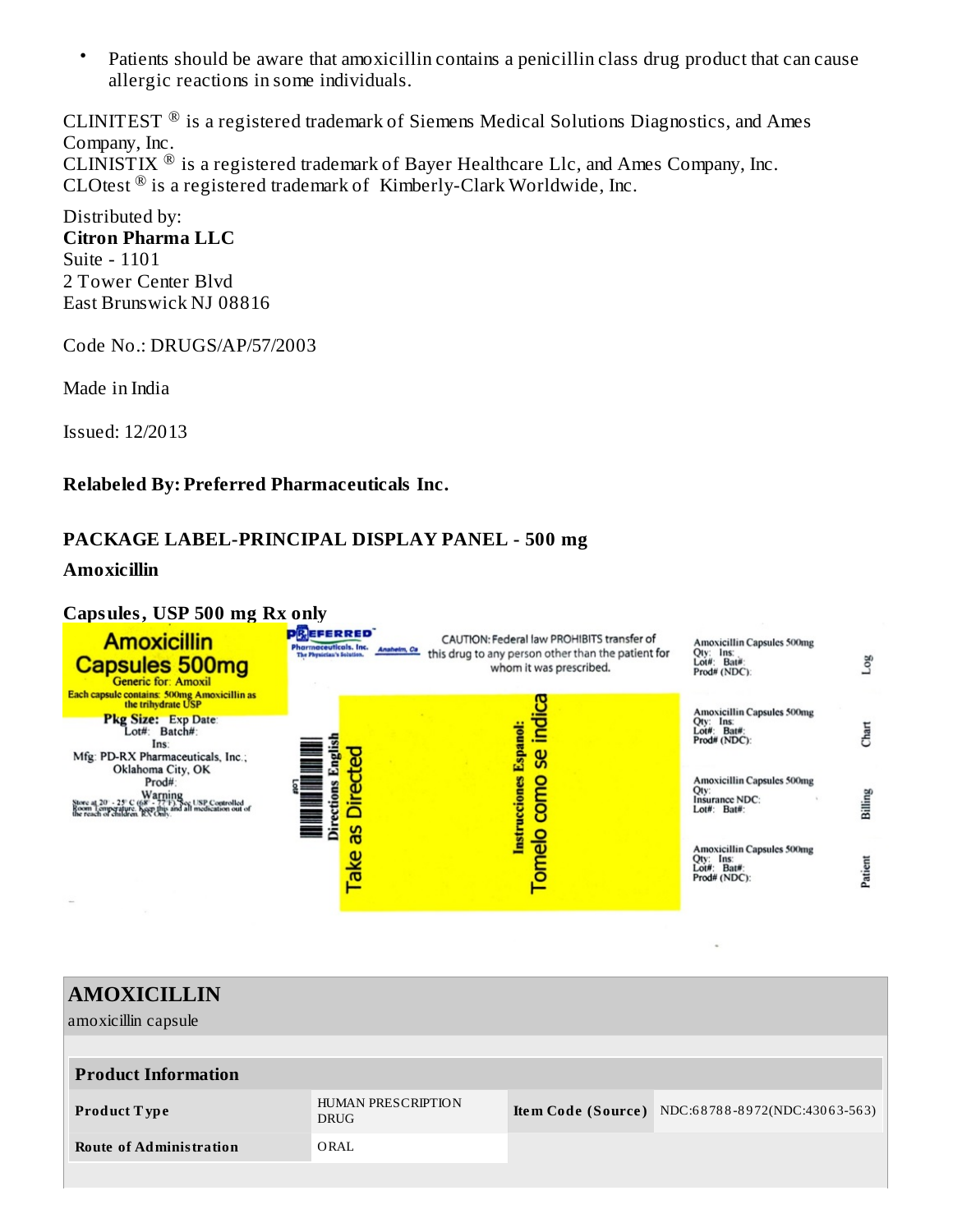- Patients should be aware that amoxicillin contains a penicillin class drug product that can cause allergic reactions in some individuals.

CLINITEST ® is a registered trademark of Siemens Medical Solutions Diagnostics, and Ames Company, Inc.
CLINISTIX ® is a registered trademark of Bayer Healthcare Llc, and Ames Company, Inc.
CLOtest ® is a registered trademark of Kimberly-Clark Worldwide, Inc.

Distributed by:
**Citron Pharma LLC**
Suite - 1101
2 Tower Center Blvd
East Brunswick NJ 08816

Code No.: DRUGS/AP/57/2003

Made in India

Issued: 12/2013

**Relabeled By: Preferred Pharmaceuticals Inc.**

**PACKAGE LABEL-PRINCIPAL DISPLAY PANEL - 500 mg**

**Amoxicillin**

**Capsules, USP 500 mg Rx only**

Amoxicillin Capsules 500mg
Generic for: Amoxil
Each capsule contains: 500mg Amoxicillin as the trihydrate USP
Pkg Size: Exp Date:
Lot#: Batch#:
Ins:
Mfg: PD-RX Pharmaceuticals, Inc.; Oklahoma City, OK
Prod#:
Warning
Store at 20° - 25° C (68° - 77° F). See USP Controlled Room Temperature. Keep this and all medication out of the reach of children. RX Only.

PREFERRED Pharmaceuticals. Inc. The Physician's Solution. Anaheim, Ca

CAUTION: Federal law PROHIBITS transfer of this drug to any person other than the patient for whom it was prescribed.

Directions English
Take as Directed

Instrucciones Espanol:
Tomelo como se indica

Amoxicillin Capsules 500mg
Qty: Ins:
Lot#: Bat#:
Prod# (NDC):
Log

Amoxicillin Capsules 500mg
Qty: Ins:
Lot#: Bat#:
Prod# (NDC):
Chart

Amoxicillin Capsules 500mg
Qty:
Insurance NDC:
Lot#: Bat#:
Billing

Amoxicillin Capsules 500mg
Qty: Ins:
Lot#: Bat#:
Prod# (NDC):
Patient

## AMOXICILLIN

amoxicillin capsule

| Product Information | | | |
|---|---|---|---|
| Product Type | HUMAN PRESCRIPTION DRUG | Item Code (Source) | NDC:68788-8972(NDC:43063-563) |
| Route of Administration | ORAL | | |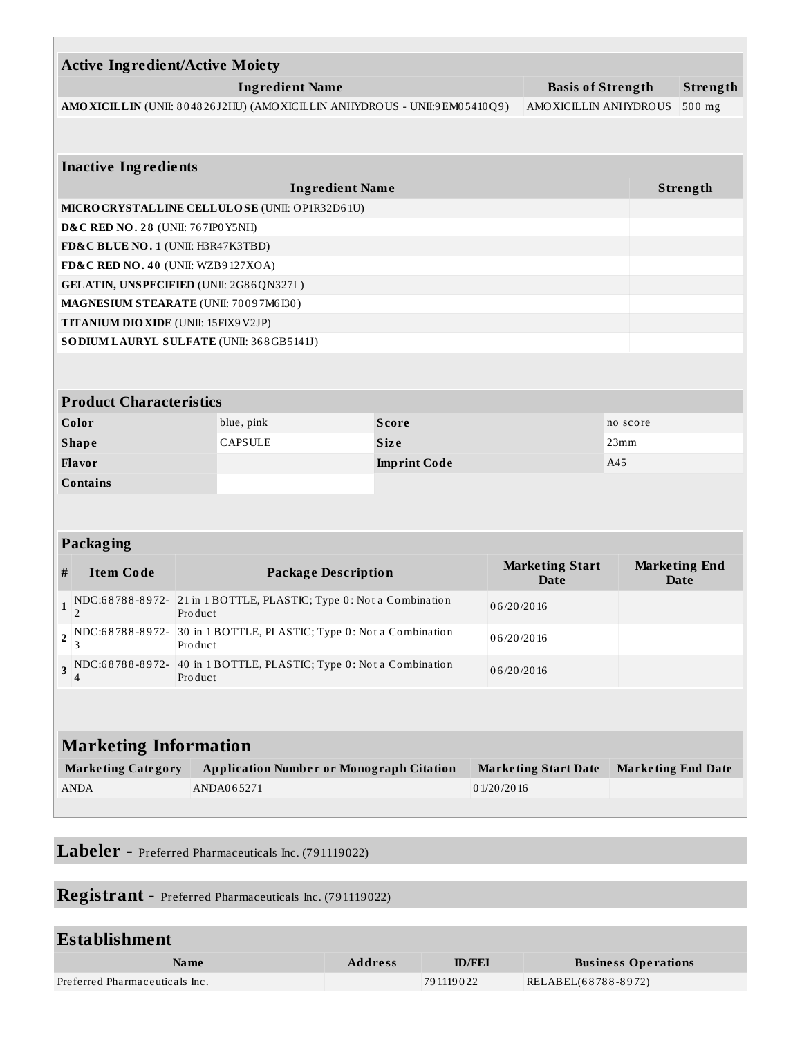| Active Ingredient/Active Moiety | | |
|---|---|---|
| **Ingredient Name** | **Basis of Strength** | **Strength** |
| **AMOXICILLIN** (UNII: 804826J2HU) (AMOXICILLIN ANHYDROUS - UNII:9EM05410Q9) | AMOXICILLIN ANHYDROUS | 500 mg |

| Inactive Ingredients | |
|---|---|
| **Ingredient Name** | **Strength** |
| **MICROCRYSTALLINE CELLULOSE** (UNII: OP1R32D61U) | |
| **D&C RED NO. 28** (UNII: 767IP0Y5NH) | |
| **FD&C BLUE NO. 1** (UNII: H3R47K3TBD) | |
| **FD&C RED NO. 40** (UNII: WZB9127XOA) | |
| **GELATIN, UNSPECIFIED** (UNII: 2G86QN327L) | |
| **MAGNESIUM STEARATE** (UNII: 70097M6I30) | |
| **TITANIUM DIOXIDE** (UNII: 15FIX9V2JP) | |
| **SODIUM LAURYL SULFATE** (UNII: 368GB5141J) | |

| Product Characteristics | | | |
|---|---|---|---|
| **Color** | blue, pink | **Score** | no score |
| **Shape** | CAPSULE | **Size** | 23mm |
| **Flavor** | | **Imprint Code** | A45 |
| **Contains** | | | |

| Packaging | | | | |
|---|---|---|---|---|
| **#** | **Item Code** | **Package Description** | **Marketing Start Date** | **Marketing End Date** |
| **1** | NDC:68788-8972-2 | 21 in 1 BOTTLE, PLASTIC; Type 0: Not a Combination Product | 06/20/2016 | |
| **2** | NDC:68788-8972-3 | 30 in 1 BOTTLE, PLASTIC; Type 0: Not a Combination Product | 06/20/2016 | |
| **3** | NDC:68788-8972-4 | 40 in 1 BOTTLE, PLASTIC; Type 0: Not a Combination Product | 06/20/2016 | |

| Marketing Information | | | |
|---|---|---|---|
| **Marketing Category** | **Application Number or Monograph Citation** | **Marketing Start Date** | **Marketing End Date** |
| ANDA | ANDA065271 | 01/20/2016 | |

## Labeler - Preferred Pharmaceuticals Inc. (791119022)

## Registrant - Preferred Pharmaceuticals Inc. (791119022)

| Establishment | | | |
|---|---|---|---|
| **Name** | **Address** | **ID/FEI** | **Business Operations** |
| Preferred Pharmaceuticals Inc. | | 791119022 | RELABEL(68788-8972) |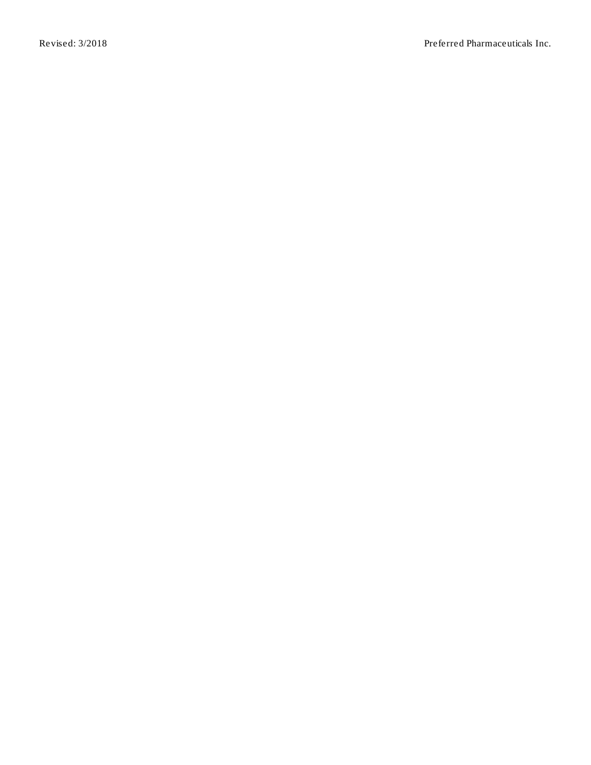Revised: 3/2018 Preferred Pharmaceuticals Inc.